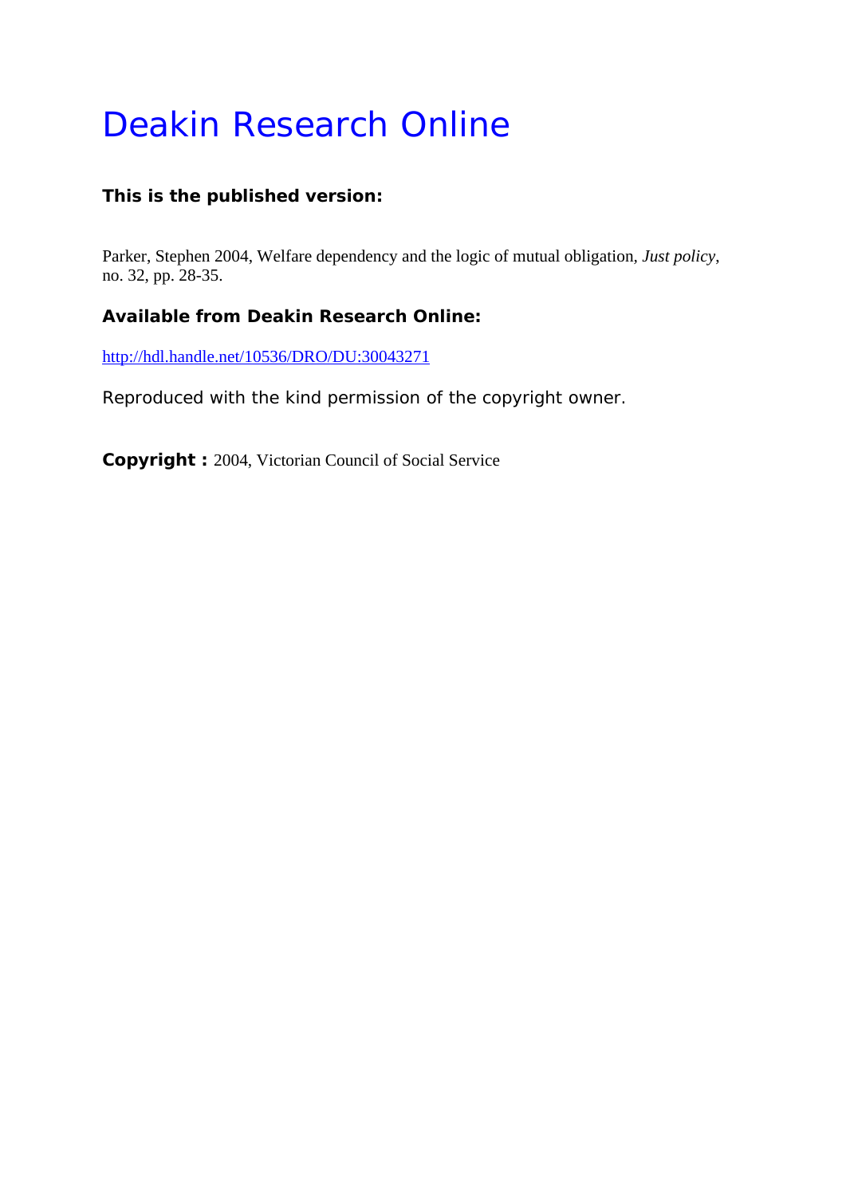# Deakin Research Online

**This is the published version:**

Parker, Stephen 2004, Welfare dependency and the logic of mutual obligation, *Just policy*, no. 32, pp. 28-35.

**Available from Deakin Research Online:**

http://hdl.handle.net/10536/DRO/DU:30043271

Reproduced with the kind permission of the copyright owner.

**Copyright :** 2004, Victorian Council of Social Service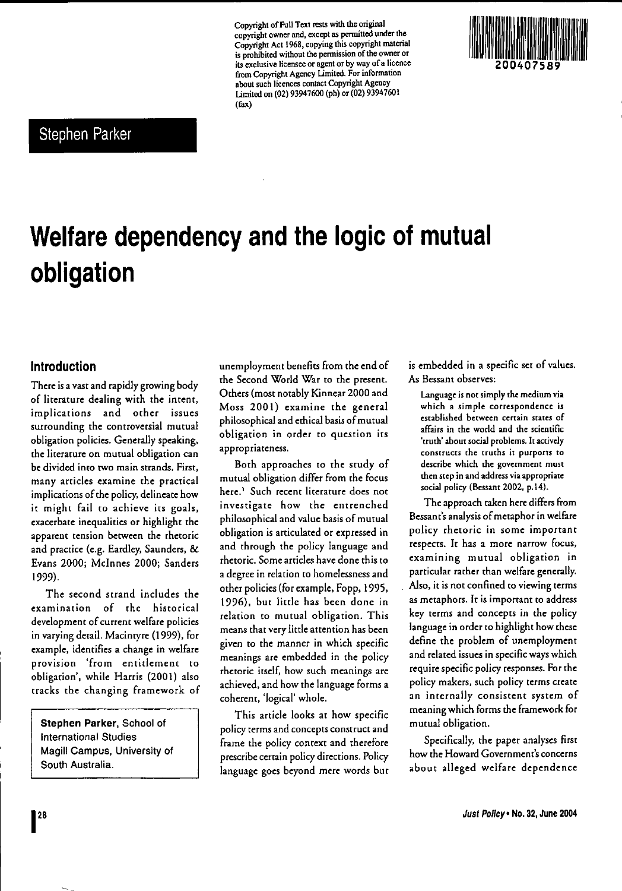Copyright of Full Text rests with the original copyright owner and, except as permitted under the Copyright Act 1968, copying this copyright material is prohibited without the permission of the owner or its exclusive licensee or agent or by way of a licence from Copyright Agency Limited. For information about such licences contact Copyright Agency Limited on (02) 93947600 (ph) or (02) 93947601 (fax)

200407589

Stephen Parker

# Welfare dependency and the logic of mutual obligation

## Introduction

There is a vast and rapidly growing body of literature dealing with the intent, implications and other issues surrounding the controversial mutual obligation policies. Generally speaking, the literature on mutual obligation can be divided into two main strands. First, many articles examine the practical implications of the policy, delineate how it might fail to achieve its goals, exacerbate inequalities or highlight the apparent tension between the rhetoric and practice (e.g. Eardley, Saunders, & Evans 2000; McInnes 2000; Sanders 1999).

The second strand includes the examination of the historical development of current welfare policies in varying detail. Macintyre (1999), for example, identifies a change in welfare provision 'from entitlement to obligation', while Harris (2001) also tracks the changing framework of unemployment benefits from the end of the Second World War to the present. Others (most notably Kinnear 2000 and Moss 2001) examine the general philosophical and ethical basis of mutual obligation in order to question its appropriateness.

Both approaches to the study of mutual obligation differ from the focus here.[1] Such recent literature does not investigate how the entrenched philosophical and value basis of mutual obligation is articulated or expressed in and through the policy language and rhetoric. Some articles have done this to a degree in relation to homelessness and other policies (for example, Fopp, 1995, 1996), but little has been done in relation to mutual obligation. This means that very little attention has been given to the manner in which specific meanings are embedded in the policy rhetoric itself, how such meanings are achieved, and how the language forms a coherent, 'logical' whole.

This article looks at how specific policy terms and concepts construct and frame the policy context and therefore prescribe certain policy directions. Policy language goes beyond mere words but is embedded in a specific set of values. As Bessant observes:

> Language is not simply the medium via which a simple correspondence is established between certain states of affairs in the world and the scientific 'truth' about social problems. It actively constructs the truths it purports to describe which the government must then step in and address via appropriate social policy (Bessant 2002, p.14).

The approach taken here differs from Bessant's analysis of metaphor in welfare policy rhetoric in some important respects. It has a more narrow focus, examining mutual obligation in particular rather than welfare generally. Also, it is not confined to viewing terms as metaphors. It is important to address key terms and concepts in the policy language in order to highlight how these define the problem of unemployment and related issues in specific ways which require specific policy responses. For the policy makers, such policy terms create an internally consistent system of meaning which forms the framework for mutual obligation.

Specifically, the paper analyses first how the Howard Government's concerns about alleged welfare dependence

**Stephen Parker**, School of International Studies Magill Campus, University of South Australia.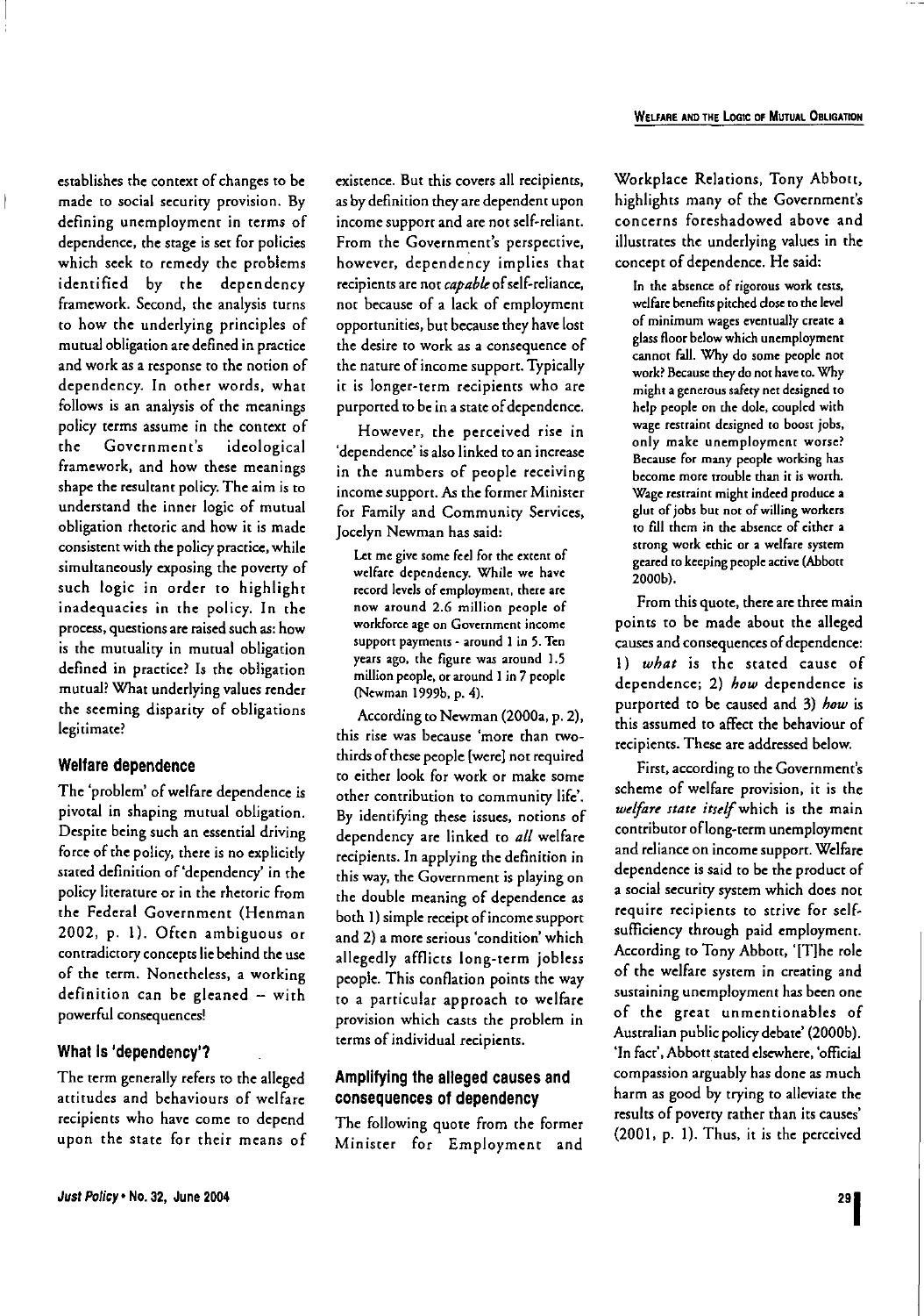establishes the context of changes to be made to social security provision. By defining unemployment in terms of dependence, the stage is set for policies which seek to remedy the problems identified by the dependency framework. Second, the analysis turns to how the underlying principles of mutual obligation are defined in practice and work as a response to the notion of dependency. In other words, what follows is an analysis of the meanings policy terms assume in the context of the Government's ideological framework, and how these meanings shape the resultant policy. The aim is to understand the inner logic of mutual obligation rhetoric and how it is made consistent with the policy practice, while simultaneously exposing the poverty of such logic in order to highlight inadequacies in the policy. In the process, questions are raised such as: how is the mutuality in mutual obligation defined in practice? Is the obligation mutual? What underlying values render the seeming disparity of obligations legitimate?

## Welfare dependence

The 'problem' of welfare dependence is pivotal in shaping mutual obligation. Despite being such an essential driving force of the policy, there is no explicitly stated definition of 'dependency' in the policy literature or in the rhetoric from the Federal Government (Henman 2002, p. 1). Often ambiguous or contradictory concepts lie behind the use of the term. Nonetheless, a working definition can be gleaned – with powerful consequences!

### What is 'dependency'?

The term generally refers to the alleged attitudes and behaviours of welfare recipients who have come to depend upon the state for their means of existence. But this covers all recipients, as by definition they are dependent upon income support and are not self-reliant. From the Government's perspective, however, dependency implies that recipients are not *capable* of self-reliance, not because of a lack of employment opportunities, but because they have lost the desire to work as a consequence of the nature of income support. Typically it is longer-term recipients who are purported to be in a state of dependence.

However, the perceived rise in 'dependence' is also linked to an increase in the numbers of people receiving income support. As the former Minister for Family and Community Services, Jocelyn Newman has said:

> Let me give some feel for the extent of welfare dependency. While we have record levels of employment, there are now around 2.6 million people of workforce age on Government income support payments - around 1 in 5. Ten years ago, the figure was around 1.5 million people, or around 1 in 7 people (Newman 1999b, p. 4).

According to Newman (2000a, p. 2), this rise was because 'more than two-thirds of these people [were] not required to either look for work or make some other contribution to community life'. By identifying these issues, notions of dependency are linked to *all* welfare recipients. In applying the definition in this way, the Government is playing on the double meaning of dependence as both 1) simple receipt of income support and 2) a more serious 'condition' which allegedly afflicts long-term jobless people. This conflation points the way to a particular approach to welfare provision which casts the problem in terms of individual recipients.

### Amplifying the alleged causes and consequences of dependency

The following quote from the former Minister for Employment and Workplace Relations, Tony Abbott, highlights many of the Government's concerns foreshadowed above and illustrates the underlying values in the concept of dependence. He said:

> In the absence of rigorous work tests, welfare benefits pitched close to the level of minimum wages eventually create a glass floor below which unemployment cannot fall. Why do some people not work? Because they do not have to. Why might a generous safety net designed to help people on the dole, coupled with wage restraint designed to boost jobs, only make unemployment worse? Because for many people working has become more trouble than it is worth. Wage restraint might indeed produce a glut of jobs but not of willing workers to fill them in the absence of either a strong work ethic or a welfare system geared to keeping people active (Abbott 2000b).

From this quote, there are three main points to be made about the alleged causes and consequences of dependence: 1) *what* is the stated cause of dependence; 2) *how* dependence is purported to be caused and 3) *how* is this assumed to affect the behaviour of recipients. These are addressed below.

First, according to the Government's scheme of welfare provision, it is the *welfare state itself* which is the main contributor of long-term unemployment and reliance on income support. Welfare dependence is said to be the product of a social security system which does not require recipients to strive for self-sufficiency through paid employment. According to Tony Abbott, '[T]he role of the welfare system in creating and sustaining unemployment has been one of the great unmentionables of Australian public policy debate' (2000b). 'In fact', Abbott stated elsewhere, 'official compassion arguably has done as much harm as good by trying to alleviate the results of poverty rather than its causes' (2001, p. 1). Thus, it is the perceived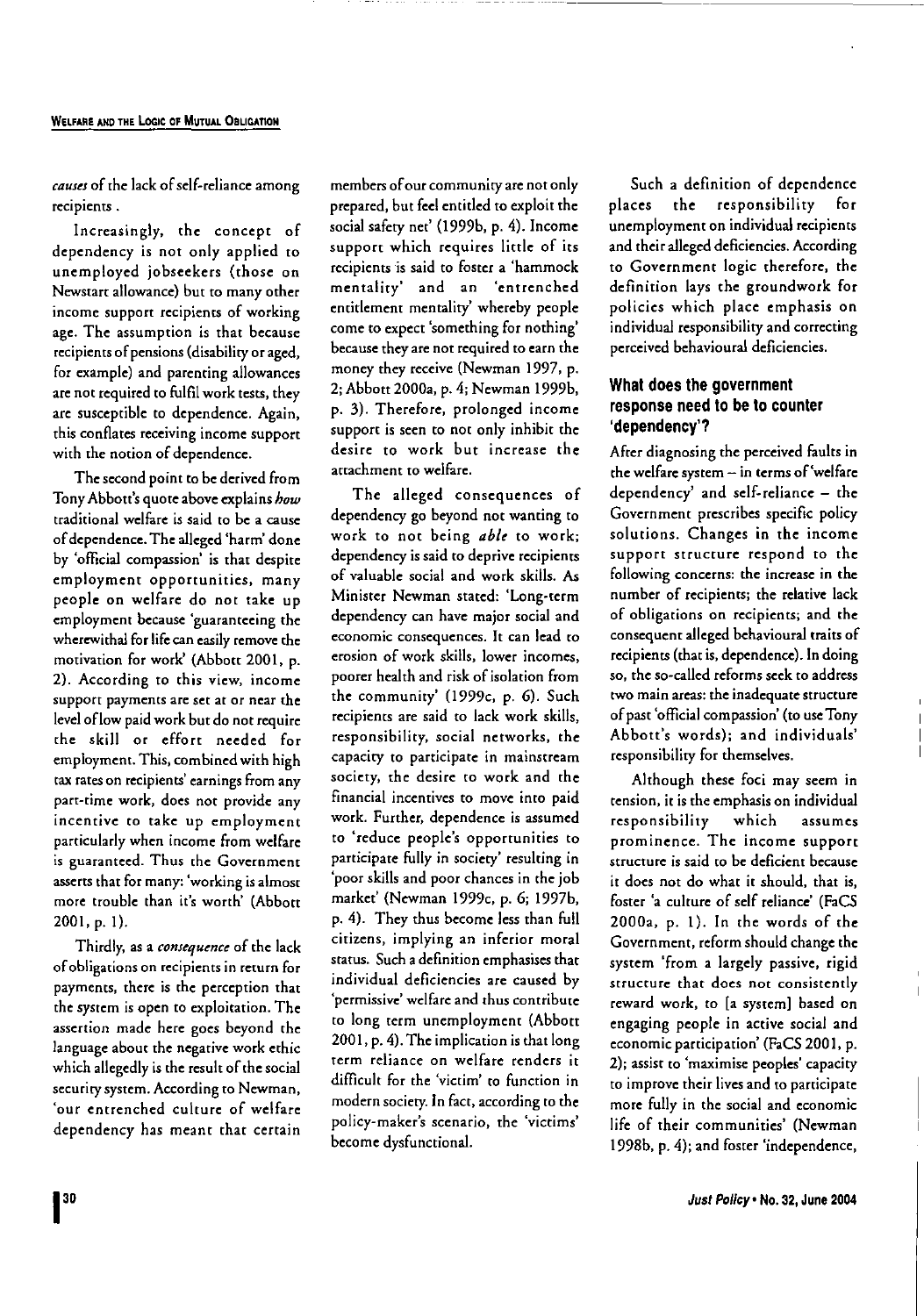*causes* of the lack of self-reliance among recipients.

Increasingly, the concept of dependency is not only applied to unemployed jobseekers (those on Newstart allowance) but to many other income support recipients of working age. The assumption is that because recipients of pensions (disability or aged, for example) and parenting allowances are not required to fulfil work tests, they are susceptible to dependence. Again, this conflates receiving income support with the notion of dependence.

The second point to be derived from Tony Abbott's quote above explains *how* traditional welfare is said to be a cause of dependence. The alleged 'harm' done by 'official compassion' is that despite employment opportunities, many people on welfare do not take up employment because 'guaranteeing the wherewithal for life can easily remove the motivation for work' (Abbott 2001, p. 2). According to this view, income support payments are set at or near the level of low paid work but do not require the skill or effort needed for employment. This, combined with high tax rates on recipients' earnings from any part-time work, does not provide any incentive to take up employment particularly when income from welfare is guaranteed. Thus the Government asserts that for many: 'working is almost more trouble than it's worth' (Abbott 2001, p. 1).

Thirdly, as a *consequence* of the lack of obligations on recipients in return for payments, there is the perception that the system is open to exploitation. The assertion made here goes beyond the language about the negative work ethic which allegedly is the result of the social security system. According to Newman, 'our entrenched culture of welfare dependency has meant that certain members of our community are not only prepared, but feel entitled to exploit the social safety net' (1999b, p. 4). Income support which requires little of its recipients is said to foster a 'hammock mentality' and an 'entrenched entitlement mentality' whereby people come to expect 'something for nothing' because they are not required to earn the money they receive (Newman 1997, p. 2; Abbott 2000a, p. 4; Newman 1999b, p. 3). Therefore, prolonged income support is seen to not only inhibit the desire to work but increase the attachment to welfare.

The alleged consequences of dependency go beyond not wanting to work to not being *able* to work; dependency is said to deprive recipients of valuable social and work skills. As Minister Newman stated: 'Long-term dependency can have major social and economic consequences. It can lead to erosion of work skills, lower incomes, poorer health and risk of isolation from the community' (1999c, p. 6). Such recipients are said to lack work skills, responsibility, social networks, the capacity to participate in mainstream society, the desire to work and the financial incentives to move into paid work. Further, dependence is assumed to 'reduce people's opportunities to participate fully in society' resulting in 'poor skills and poor chances in the job market' (Newman 1999c, p. 6; 1997b, p. 4). They thus become less than full citizens, implying an inferior moral status. Such a definition emphasises that individual deficiencies are caused by 'permissive' welfare and thus contribute to long term unemployment (Abbott 2001, p. 4). The implication is that long term reliance on welfare renders it difficult for the 'victim' to function in modern society. In fact, according to the policy-maker's scenario, the 'victims' become dysfunctional.

Such a definition of dependence places the responsibility for unemployment on individual recipients and their alleged deficiencies. According to Government logic therefore, the definition lays the groundwork for policies which place emphasis on individual responsibility and correcting perceived behavioural deficiencies.

## What does the government response need to be to counter 'dependency'?

After diagnosing the perceived faults in the welfare system – in terms of 'welfare dependency' and self-reliance – the Government prescribes specific policy solutions. Changes in the income support structure respond to the following concerns: the increase in the number of recipients; the relative lack of obligations on recipients; and the consequent alleged behavioural traits of recipients (that is, dependence). In doing so, the so-called reforms seek to address two main areas: the inadequate structure of past 'official compassion' (to use Tony Abbott's words); and individuals' responsibility for themselves.

Although these foci may seem in tension, it is the emphasis on individual responsibility which assumes prominence. The income support structure is said to be deficient because it does not do what it should, that is, foster 'a culture of self reliance' (FaCS 2000a, p. 1). In the words of the Government, reform should change the system 'from a largely passive, rigid structure that does not consistently reward work, to [a system] based on engaging people in active social and economic participation' (FaCS 2001, p. 2); assist to 'maximise peoples' capacity to improve their lives and to participate more fully in the social and economic life of their communities' (Newman 1998b, p. 4); and foster 'independence,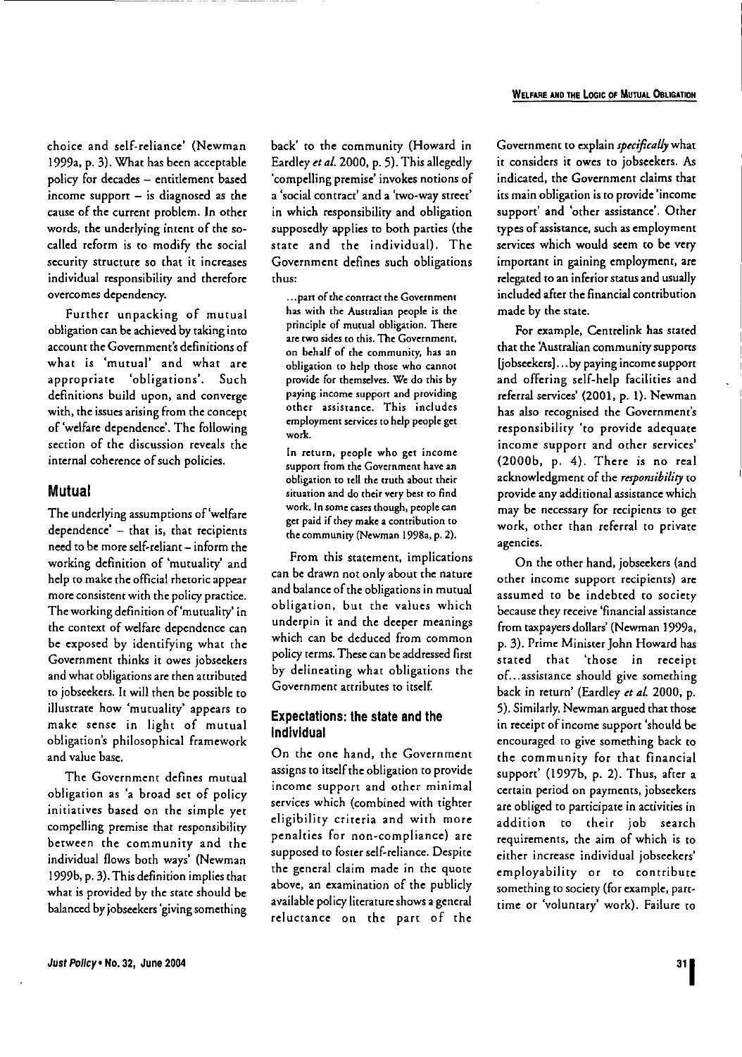choice and self-reliance' (Newman 1999a, p. 3). What has been acceptable policy for decades – entitlement based income support – is diagnosed as the cause of the current problem. In other words, the underlying intent of the so-called reform is to modify the social security structure so that it increases individual responsibility and therefore overcomes dependency.

Further unpacking of mutual obligation can be achieved by taking into account the Government's definitions of what is 'mutual' and what are appropriate 'obligations'. Such definitions build upon, and converge with, the issues arising from the concept of 'welfare dependence'. The following section of the discussion reveals the internal coherence of such policies.

## Mutual

The underlying assumptions of 'welfare dependence' – that is, that recipients need to be more self-reliant – inform the working definition of 'mutuality' and help to make the official rhetoric appear more consistent with the policy practice. The working definition of 'mutuality' in the context of welfare dependence can be exposed by identifying what the Government thinks it owes jobseekers and what obligations are then attributed to jobseekers. It will then be possible to illustrate how 'mutuality' appears to make sense in light of mutual obligation's philosophical framework and value base.

The Government defines mutual obligation as 'a broad set of policy initiatives based on the simple yet compelling premise that responsibility between the community and the individual flows both ways' (Newman 1999b, p. 3). This definition implies that what is provided by the state should be balanced by jobseekers 'giving something back' to the community (Howard in Eardley *et al.* 2000, p. 5). This allegedly 'compelling premise' invokes notions of a 'social contract' and a 'two-way street' in which responsibility and obligation supposedly applies to both parties (the state and the individual). The Government defines such obligations thus:

> ...part of the contract the Government has with the Australian people is the principle of mutual obligation. There are two sides to this. The Government, on behalf of the community, has an obligation to help those who cannot provide for themselves. We do this by paying income support and providing other assistance. This includes employment services to help people get work.
>
> In return, people who get income support from the Government have an obligation to tell the truth about their situation and do their very best to find work. In some cases though, people can get paid if they make a contribution to the community (Newman 1998a, p. 2).

From this statement, implications can be drawn not only about the nature and balance of the obligations in mutual obligation, but the values which underpin it and the deeper meanings which can be deduced from common policy terms. These can be addressed first by delineating what obligations the Government attributes to itself.

### Expectations: the state and the individual

On the one hand, the Government assigns to itself the obligation to provide income support and other minimal services which (combined with tighter eligibility criteria and with more penalties for non-compliance) are supposed to foster self-reliance. Despite the general claim made in the quote above, an examination of the publicly available policy literature shows a general reluctance on the part of the Government to explain *specifically* what it considers it owes to jobseekers. As indicated, the Government claims that its main obligation is to provide 'income support' and 'other assistance'. Other types of assistance, such as employment services which would seem to be very important in gaining employment, are relegated to an inferior status and usually included after the financial contribution made by the state.

For example, Centrelink has stated that the 'Australian community supports [jobseekers]...by paying income support and offering self-help facilities and referral services' (2001, p. 1). Newman has also recognised the Government's responsibility 'to provide adequate income support and other services' (2000b, p. 4). There is no real acknowledgment of the *responsibility* to provide any additional assistance which may be necessary for recipients to get work, other than referral to private agencies.

On the other hand, jobseekers (and other income support recipients) are assumed to be indebted to society because they receive 'financial assistance from taxpayers dollars' (Newman 1999a, p. 3). Prime Minister John Howard has stated that 'those in receipt of...assistance should give something back in return' (Eardley *et al.* 2000, p. 5). Similarly, Newman argued that those in receipt of income support 'should be encouraged to give something back to the community for that financial support' (1997b, p. 2). Thus, after a certain period on payments, jobseekers are obliged to participate in activities in addition to their job search requirements, the aim of which is to either increase individual jobseekers' employability or to contribute something to society (for example, part-time or 'voluntary' work). Failure to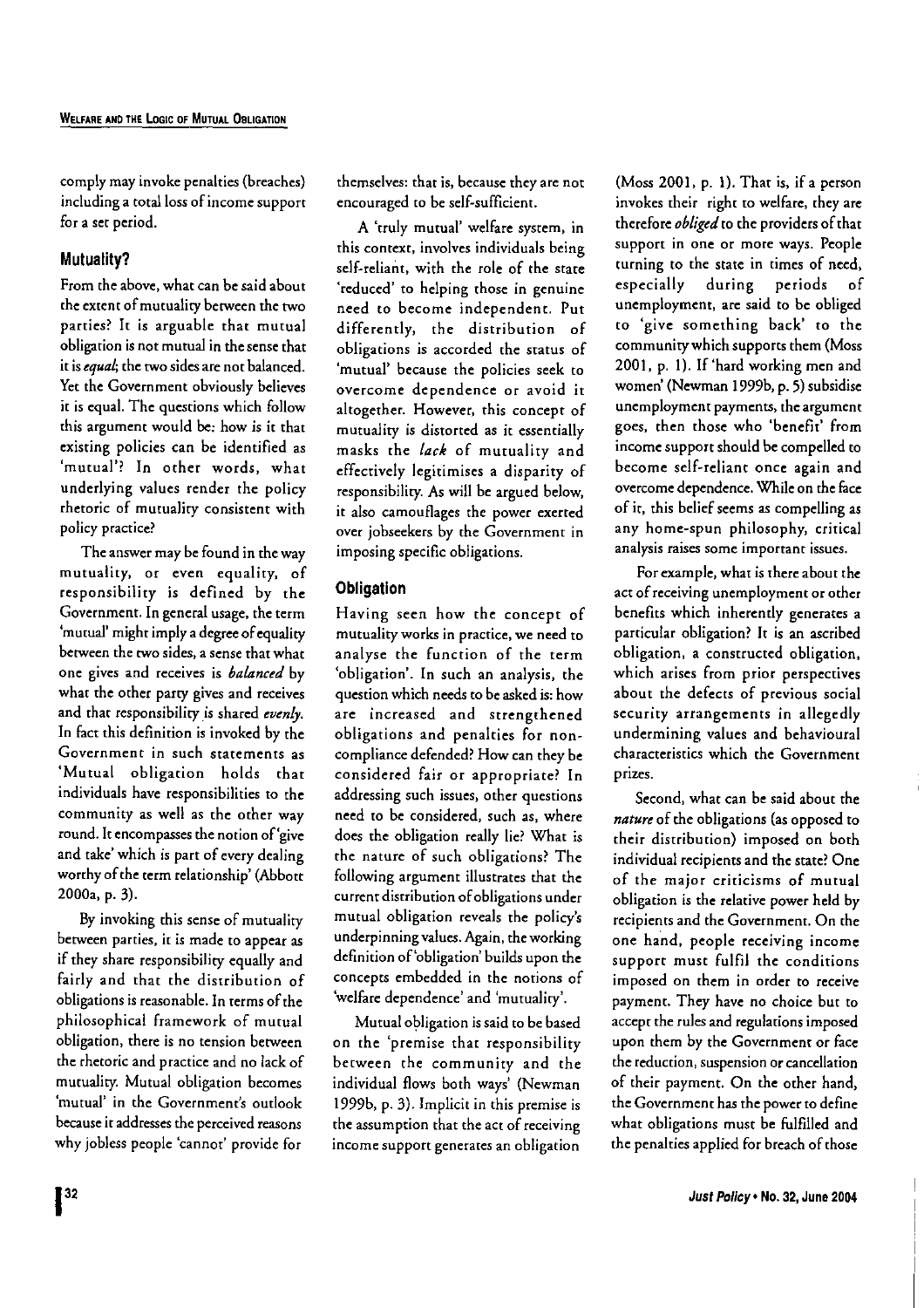comply may invoke penalties (breaches) including a total loss of income support for a set period.

## Mutuality?

From the above, what can be said about the extent of mutuality between the two parties? It is arguable that mutual obligation is not mutual in the sense that it is *equal*; the two sides are not balanced. Yet the Government obviously believes it is equal. The questions which follow this argument would be: how is it that existing policies can be identified as 'mutual'? In other words, what underlying values render the policy rhetoric of mutuality consistent with policy practice?

The answer may be found in the way mutuality, or even equality, of responsibility is defined by the Government. In general usage, the term 'mutual' might imply a degree of equality between the two sides, a sense that what one gives and receives is *balanced* by what the other party gives and receives and that responsibility is shared *evenly*. In fact this definition is invoked by the Government in such statements as 'Mutual obligation holds that individuals have responsibilities to the community as well as the other way round. It encompasses the notion of 'give and take' which is part of every dealing worthy of the term relationship' (Abbott 2000a, p. 3).

By invoking this sense of mutuality between parties, it is made to appear as if they share responsibility equally and fairly and that the distribution of obligations is reasonable. In terms of the philosophical framework of mutual obligation, there is no tension between the rhetoric and practice and no lack of mutuality. Mutual obligation becomes 'mutual' in the Government's outlook because it addresses the perceived reasons why jobless people 'cannot' provide for themselves: that is, because they are not encouraged to be self-sufficient.

A 'truly mutual' welfare system, in this context, involves individuals being self-reliant, with the role of the state 'reduced' to helping those in genuine need to become independent. Put differently, the distribution of obligations is accorded the status of 'mutual' because the policies seek to overcome dependence or avoid it altogether. However, this concept of mutuality is distorted as it essentially masks the *lack* of mutuality and effectively legitimises a disparity of responsibility. As will be argued below, it also camouflages the power exerted over jobseekers by the Government in imposing specific obligations.

## Obligation

Having seen how the concept of mutuality works in practice, we need to analyse the function of the term 'obligation'. In such an analysis, the question which needs to be asked is: how are increased and strengthened obligations and penalties for non-compliance defended? How can they be considered fair or appropriate? In addressing such issues, other questions need to be considered, such as, where does the obligation really lie? What is the nature of such obligations? The following argument illustrates that the current distribution of obligations under mutual obligation reveals the policy's underpinning values. Again, the working definition of 'obligation' builds upon the concepts embedded in the notions of 'welfare dependence' and 'mutuality'.

Mutual obligation is said to be based on the 'premise that responsibility between the community and the individual flows both ways' (Newman 1999b, p. 3). Implicit in this premise is the assumption that the act of receiving income support generates an obligation (Moss 2001, p. 1). That is, if a person invokes their right to welfare, they are therefore *obliged* to the providers of that support in one or more ways. People turning to the state in times of need, especially during periods of unemployment, are said to be obliged to 'give something back' to the community which supports them (Moss 2001, p. 1). If 'hard working men and women' (Newman 1999b, p. 5) subsidise unemployment payments, the argument goes, then those who 'benefit' from income support should be compelled to become self-reliant once again and overcome dependence. While on the face of it, this belief seems as compelling as any home-spun philosophy, critical analysis raises some important issues.

For example, what is there about the act of receiving unemployment or other benefits which inherently generates a particular obligation? It is an ascribed obligation, a constructed obligation, which arises from prior perspectives about the defects of previous social security arrangements in allegedly undermining values and behavioural characteristics which the Government prizes.

Second, what can be said about the *nature* of the obligations (as opposed to their distribution) imposed on both individual recipients and the state? One of the major criticisms of mutual obligation is the relative power held by recipients and the Government. On the one hand, people receiving income support must fulfil the conditions imposed on them in order to receive payment. They have no choice but to accept the rules and regulations imposed upon them by the Government or face the reduction, suspension or cancellation of their payment. On the other hand, the Government has the power to define what obligations must be fulfilled and the penalties applied for breach of those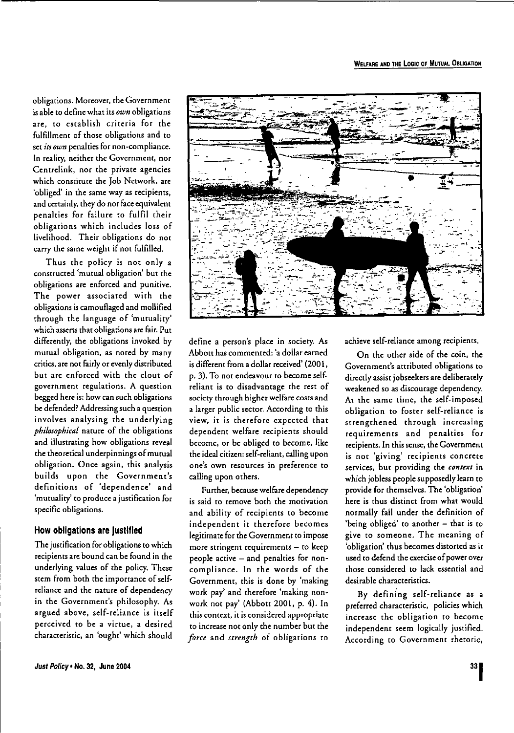obligations. Moreover, the Government is able to define what its *own* obligations are, to establish criteria for the fulfillment of those obligations and to set *its own* penalties for non-compliance. In reality, neither the Government, nor Centrelink, nor the private agencies which constitute the Job Network, are 'obliged' in the same way as recipients, and certainly, they do not face equivalent penalties for failure to fulfil their obligations which includes loss of livelihood. Their obligations do not carry the same weight if not fulfilled.

Thus the policy is not only a constructed 'mutual obligation' but the obligations are enforced and punitive. The power associated with the obligations is camouflaged and mollified through the language of 'mutuality' which asserts that obligations are fair. Put differently, the obligations invoked by mutual obligation, as noted by many critics, are not fairly or evenly distributed but are enforced with the clout of government regulations. A question begged here is: how can such obligations be defended? Addressing such a question involves analysing the underlying *philosophical* nature of the obligations and illustrating how obligations reveal the theoretical underpinnings of mutual obligation. Once again, this analysis builds upon the Government's definitions of 'dependence' and 'mutuality' to produce a justification for specific obligations.

## How obligations are justified

The justification for obligations to which recipients are bound can be found in the underlying values of the policy. These stem from both the importance of self-reliance and the nature of dependency in the Government's philosophy. As argued above, self-reliance is itself perceived to be a virtue, a desired characteristic, an 'ought' which should define a person's place in society. As Abbott has commented: 'a dollar earned is different from a dollar received' (2001, p. 3). To not endeavour to become self-reliant is to disadvantage the rest of society through higher welfare costs and a larger public sector. According to this view, it is therefore expected that dependent welfare recipients should become, or be obliged to become, like the ideal citizen: self-reliant, calling upon one's own resources in preference to calling upon others.

Further, because welfare dependency is said to remove both the motivation and ability of recipients to become independent it therefore becomes legitimate for the Government to impose more stringent requirements – to keep people active – and penalties for non-compliance. In the words of the Government, this is done by 'making work pay' and therefore 'making non-work not pay' (Abbott 2001, p. 4). In this context, it is considered appropriate to increase not only the number but the *force* and *strength* of obligations to achieve self-reliance among recipients.

On the other side of the coin, the Government's attributed obligations to directly assist jobseekers are deliberately weakened so as discourage dependency. At the same time, the self-imposed obligation to foster self-reliance is strengthened through increasing requirements and penalties for recipients. In this sense, the Government is not 'giving' recipients concrete services, but providing the *context* in which jobless people supposedly learn to provide for themselves. The 'obligation' here is thus distinct from what would normally fall under the definition of 'being obliged' to another – that is to give to someone. The meaning of 'obligation' thus becomes distorted as it used to defend the exercise of power over those considered to lack essential and desirable characteristics.

By defining self-reliance as a preferred characteristic, policies which increase the obligation to become independent seem logically justified. According to Government rhetoric,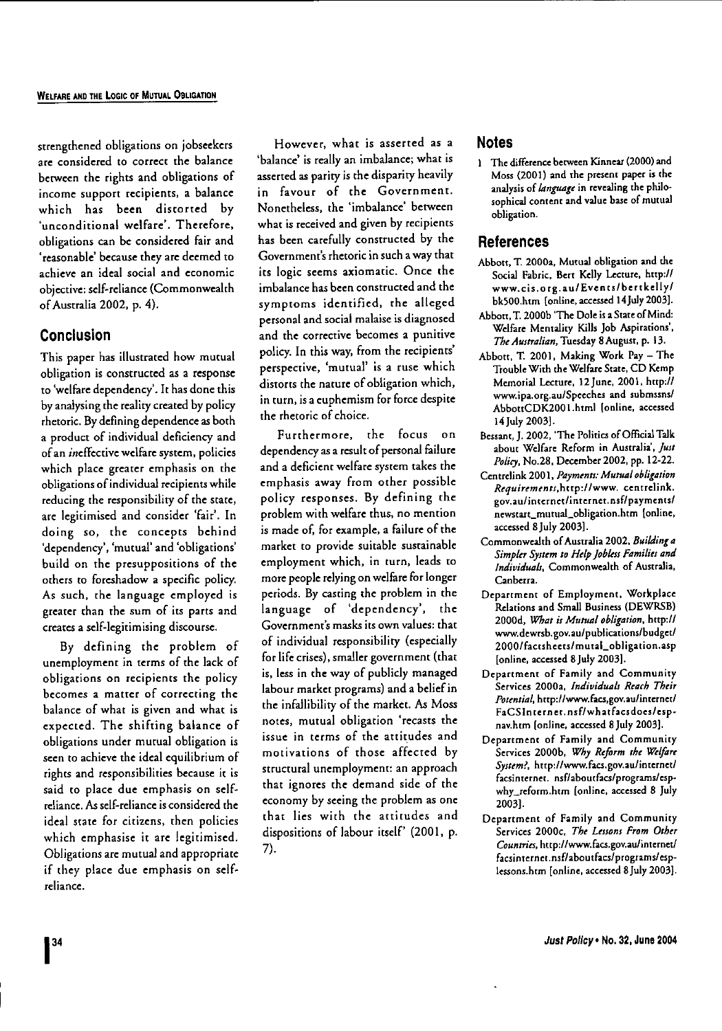strengthened obligations on jobseekers are considered to correct the balance between the rights and obligations of income support recipients, a balance which has been distorted by 'unconditional welfare'. Therefore, obligations can be considered fair and 'reasonable' because they are deemed to achieve an ideal social and economic objective: self-reliance (Commonwealth of Australia 2002, p. 4).

## Conclusion

This paper has illustrated how mutual obligation is constructed as a response to 'welfare dependency'. It has done this by analysing the reality created by policy rhetoric. By defining dependence as both a product of individual deficiency and of an *in*effective welfare system, policies which place greater emphasis on the obligations of individual recipients while reducing the responsibility of the state, are legitimised and consider 'fair'. In doing so, the concepts behind 'dependency', 'mutual' and 'obligations' build on the presuppositions of the others to foreshadow a specific policy. As such, the language employed is greater than the sum of its parts and creates a self-legitimising discourse.

By defining the problem of unemployment in terms of the lack of obligations on recipients the policy becomes a matter of correcting the balance of what is given and what is expected. The shifting balance of obligations under mutual obligation is seen to achieve the ideal equilibrium of rights and responsibilities because it is said to place due emphasis on self-reliance. As self-reliance is considered the ideal state for citizens, then policies which emphasise it are legitimised. Obligations are mutual and appropriate if they place due emphasis on self-reliance.

However, what is asserted as a 'balance' is really an imbalance; what is asserted as parity is the disparity heavily in favour of the Government. Nonetheless, the 'imbalance' between what is received and given by recipients has been carefully constructed by the Government's rhetoric in such a way that its logic seems axiomatic. Once the imbalance has been constructed and the symptoms identified, the alleged personal and social malaise is diagnosed and the corrective becomes a punitive policy. In this way, from the recipients' perspective, 'mutual' is a ruse which distorts the nature of obligation which, in turn, is a euphemism for force despite the rhetoric of choice.

Furthermore, the focus on dependency as a result of personal failure and a deficient welfare system takes the emphasis away from other possible policy responses. By defining the problem with welfare thus, no mention is made of, for example, a failure of the market to provide suitable sustainable employment which, in turn, leads to more people relying on welfare for longer periods. By casting the problem in the language of 'dependency', the Government's masks its own values: that of individual responsibility (especially for life crises), smaller government (that is, less in the way of publicly managed labour market programs) and a belief in the infallibility of the market. As Moss notes, mutual obligation 'recasts the issue in terms of the attitudes and motivations of those affected by structural unemployment: an approach that ignores the demand side of the economy by seeing the problem as one that lies with the attitudes and dispositions of labour itself' (2001, p. 7).

## Notes

1 The difference between Kinnear (2000) and Moss (2001) and the present paper is the analysis of *language* in revealing the philosophical content and value base of mutual obligation.

## References

Abbott, T. 2000a, Mutual obligation and the Social Fabric, Bert Kelly Lecture, http://www.cis.org.au/Events/bertkelly/bk500.htm [online, accessed 14 July 2003].

Abbott, T. 2000b 'The Dole is a State of Mind: Welfare Mentality Kills Job Aspirations', *The Australian*, Tuesday 8 August, p. 13.

Abbott, T. 2001, Making Work Pay – The Trouble With the Welfare State, CD Kemp Memorial Lecture, 12 June, 2001, http://www.ipa.org.au/Speeches and submssns/AbbottCDK2001.html [online, accessed 14 July 2003].

Bessant, J. 2002, 'The Politics of Official Talk about Welfare Reform in Australia', *Just Policy*, No.28, December 2002, pp. 12-22.

Centrelink 2001, *Payments: Mutual obligation Requirements*, http://www.centrelink.gov.au/internet/internet.nsf/payments/newstart_mutual_obligation.htm [online, accessed 8 July 2003].

Commonwealth of Australia 2002, *Building a Simpler System to Help Jobless Families and Individuals*, Commonwealth of Australia, Canberra.

Department of Employment, Workplace Relations and Small Business (DEWRSB) 2000d, *What is Mutual obligation*, http://www.dewrsb.gov.au/publications/budget/2000/factsheets/mutal_obligation.asp [online, accessed 8 July 2003].

Department of Family and Community Services 2000a, *Individuals Reach Their Potential*, http://www.facs.gov.au/internet/FaCSInternet.nsf/whatfacsdoes/esp-nav.htm [online, accessed 8 July 2003].

Department of Family and Community Services 2000b, *Why Reform the Welfare System?*, http://www.facs.gov.au/internet/facsinternet.nsf/aboutfacs/programs/esp-why_reform.htm [online, accessed 8 July 2003].

Department of Family and Community Services 2000c, *The Lessons From Other Countries*, http://www.facs.gov.au/internet/facsinternet.nsf/aboutfacs/programs/esp-lessons.htm [online, accessed 8 July 2003].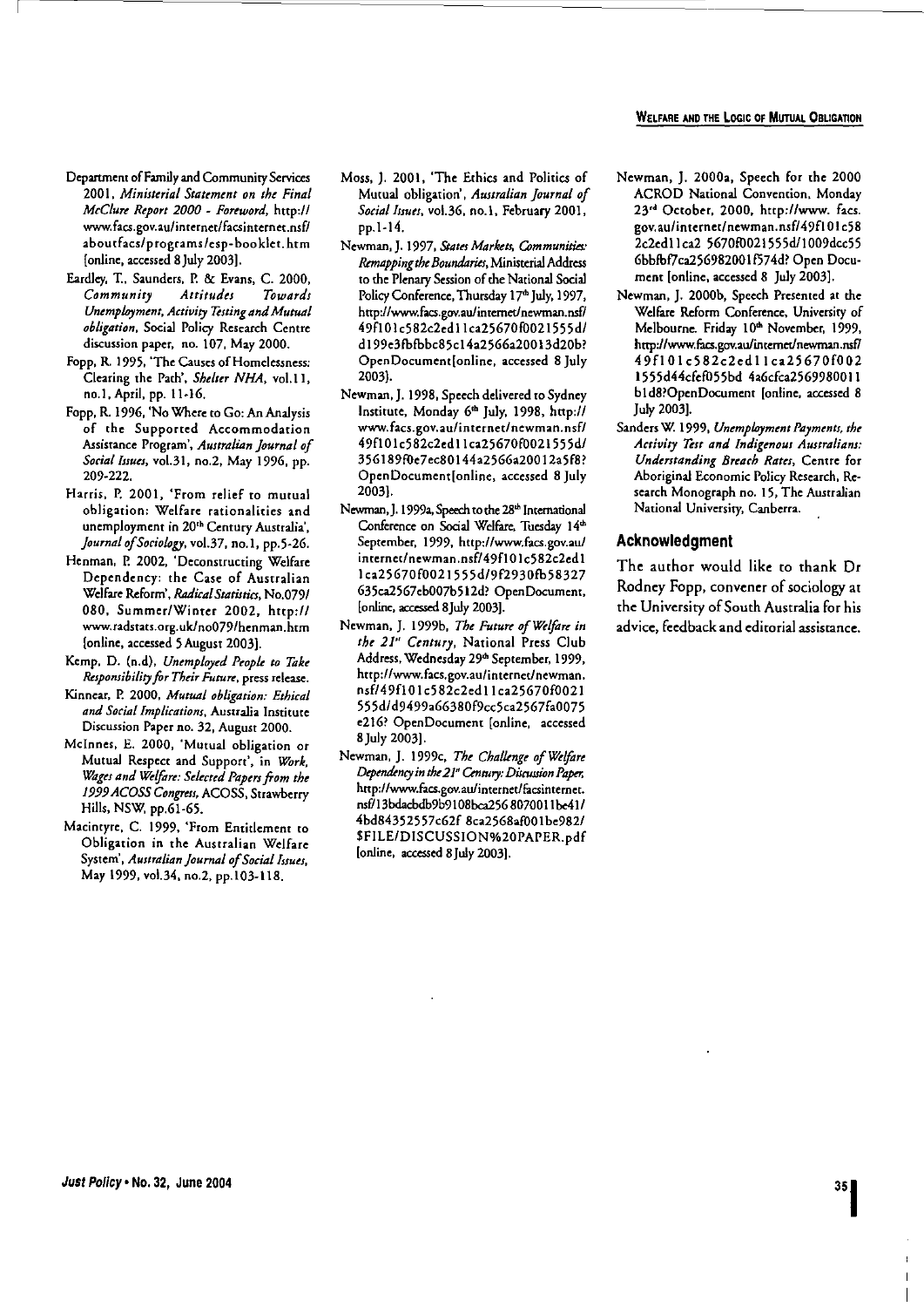Department of Family and Community Services 2001, *Ministerial Statement on the Final McClure Report 2000 - Foreword*, http://www.facs.gov.au/internet/facsinternet.nsf/aboutfacs/programs/esp-booklet.htm [online, accessed 8 July 2003].

Eardley, T., Saunders, P. & Evans, C. 2000, *Community Attitudes Towards Unemployment, Activity Testing and Mutual obligation*, Social Policy Research Centre discussion paper, no. 107, May 2000.

Fopp, R. 1995, 'The Causes of Homelessness: Clearing the Path', *Shelter NHA*, vol.11, no.1, April, pp. 11-16.

Fopp, R. 1996, 'No Where to Go: An Analysis of the Supported Accommodation Assistance Program', *Australian Journal of Social Issues*, vol.31, no.2, May 1996, pp. 209-222.

Harris, P. 2001, 'From relief to mutual obligation: Welfare rationalities and unemployment in 20th Century Australia', *Journal of Sociology*, vol.37, no.1, pp.5-26.

Henman, P. 2002, 'Deconstructing Welfare Dependency: the Case of Australian Welfare Reform', *Radical Statistics*, No.079/080, Summer/Winter 2002, http://www.radstats.org.uk/no079/henman.htm [online, accessed 5 August 2003].

Kemp, D. (n.d), *Unemployed People to Take Responsibility for Their Future*, press release.

Kinnear, P. 2000, *Mutual obligation: Ethical and Social Implications*, Australia Institute Discussion Paper no. 32, August 2000.

McInnes, E. 2000, 'Mutual obligation or Mutual Respect and Support', in *Work, Wages and Welfare: Selected Papers from the 1999 ACOSS Congress*, ACOSS, Strawberry Hills, NSW, pp.61-65.

Macintyre, C. 1999, 'From Entitlement to Obligation in the Australian Welfare System', *Australian Journal of Social Issues*, May 1999, vol.34, no.2, pp.103-118.

Moss, J. 2001, 'The Ethics and Politics of Mutual obligation', *Australian Journal of Social Issues*, vol.36, no.1, February 2001, pp.1-14.

Newman, J. 1997, *States Markets, Communities: Remapping the Boundaries*, Ministerial Address to the Plenary Session of the National Social Policy Conference, Thursday 17th July, 1997, http://www.facs.gov.au/internet/newman.nsf/49f101c582c2ed11ca25670f0021555d/d199e3fbfbbc85c14a2566a20013d20b?OpenDocument[online, accessed 8 July 2003].

Newman, J. 1998, Speech delivered to Sydney Institute, Monday 6th July, 1998, http://www.facs.gov.au/internet/newman.nsf/49f101c582c2ed11ca25670f0021555d/356189f0e7ec80144a2566a20012a5f8?OpenDocument[online, accessed 8 July 2003].

Newman, J. 1999a, Speech to the 28th International Conference on Social Welfare, Tuesday 14th September, 1999, http://www.facs.gov.au/internet/newman.nsf/49f101c582c2ed11ca25670f0021555d/9f2930fb58327635ca2567eb007b512d? OpenDocument, [online, accessed 8 July 2003].

Newman, J. 1999b, *The Future of Welfare in the 21st Century*, National Press Club Address, Wednesday 29th September, 1999, http://www.facs.gov.au/internet/newman.nsf/49f101c582c2ed11ca25670f0021555d/d9499a66380f9cc5ca2567fa0075e216? OpenDocument [online, accessed 8 July 2003].

Newman, J. 1999c, *The Challenge of Welfare Dependency in the 21st Century: Discussion Paper*, http://www.facs.gov.au/internet/facsinternet.nsf/13bdacbdb9b9108bca2568070011be41/4bd84352557c62f8ca2568af001be982/$FILE/DISCUSSION%20PAPER.pdf [online, accessed 8 July 2003].

Newman, J. 2000a, Speech for the 2000 ACROD National Convention, Monday 23rd October, 2000, http://www.facs.gov.au/internet/newman.nsf/49f101c582c2ed11ca25670f0021555d/1009dcc556bbfbf7ca256982001f574d? Open Document [online, accessed 8 July 2003].

Newman, J. 2000b, Speech Presented at the Welfare Reform Conference, University of Melbourne. Friday 10th November, 1999, http://www.facs.gov.au/internet/newman.nsf/49f101c582c2ed11ca25670f0021555d44cfef055bd4a6cfca2569980011b1d8?OpenDocument [online, accessed 8 July 2003].

Sanders W. 1999, *Unemployment Payments, the Activity Test and Indigenous Australians: Understanding Breach Rates*, Centre for Aboriginal Economic Policy Research, Research Monograph no. 15, The Australian National University, Canberra.

## Acknowledgment

The author would like to thank Dr Rodney Fopp, convener of sociology at the University of South Australia for his advice, feedback and editorial assistance.